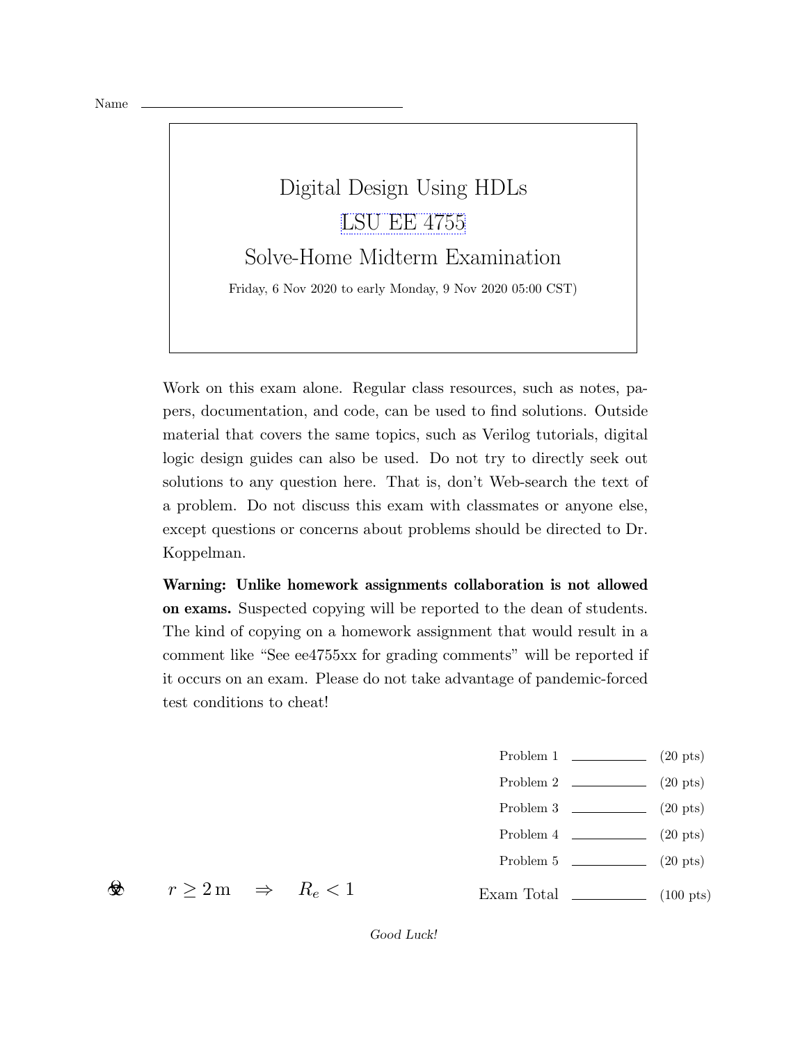Name ________________________________

# Digital Design Using HDLs

## LSU EE 4755

## Solve-Home Midterm Examination

Friday, 6 Nov 2020 to early Monday, 9 Nov 2020 05:00 CST)

Work on this exam alone. Regular class resources, such as notes, papers, documentation, and code, can be used to find solutions. Outside material that covers the same topics, such as Verilog tutorials, digital logic design guides can also be used. Do not try to directly seek out solutions to any question here. That is, don't Web-search the text of a problem. Do not discuss this exam with classmates or anyone else, except questions or concerns about problems should be directed to Dr. Koppelman.

**Warning: Unlike homework assignments collaboration is not allowed on exams.** Suspected copying will be reported to the dean of students. The kind of copying on a homework assignment that would result in a comment like "See ee4755xx for grading comments" will be reported if it occurs on an exam. Please do not take advantage of pandemic-forced test conditions to cheat!

| | | |
|---|---|---|
| Problem 1 | ________ | (20 pts) |
| Problem 2 | ________ | (20 pts) |
| Problem 3 | ________ | (20 pts) |
| Problem 4 | ________ | (20 pts) |
| Problem 5 | ________ | (20 pts) |
| Exam Total | ________ | (100 pts) |

☣ $r \geq 2\,\mathrm{m} \quad \Rightarrow \quad R_e < 1$

*Good Luck!*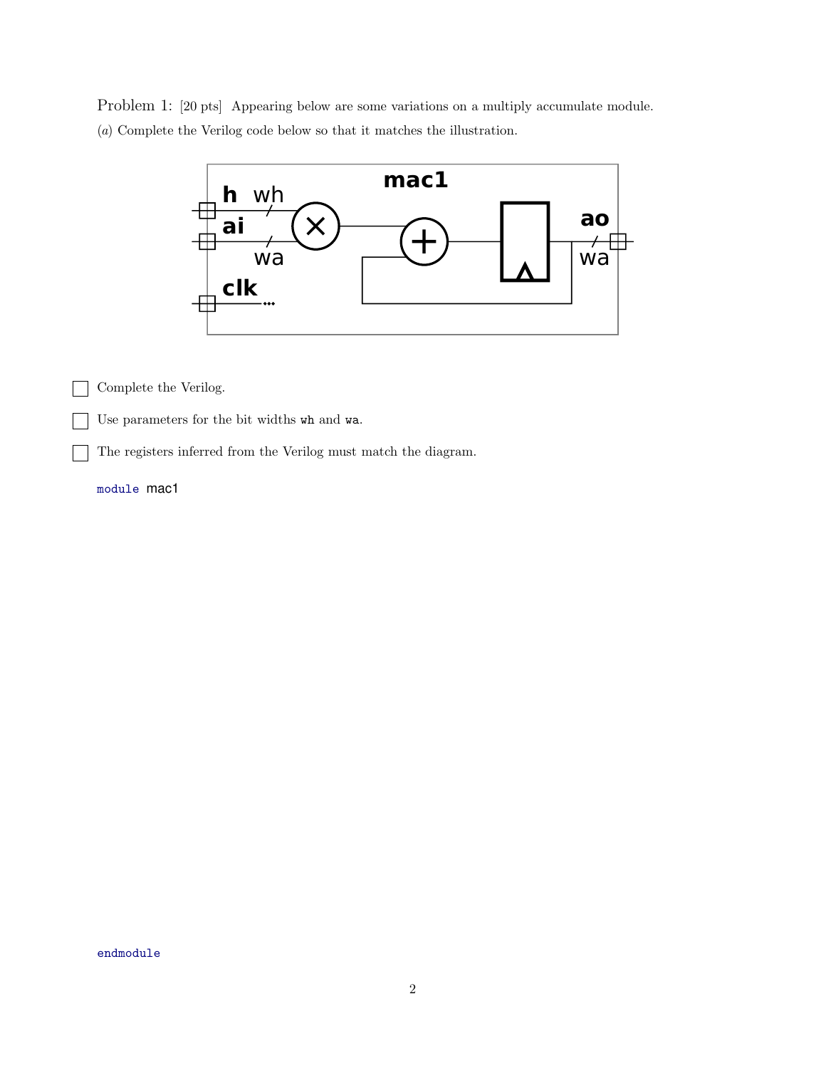Problem 1: [20 pts] Appearing below are some variations on a multiply accumulate module.

(*a*) Complete the Verilog code below so that it matches the illustration.

- [ ] Complete the Verilog.
- [ ] Use parameters for the bit widths wh and wa.
- [ ] The registers inferred from the Verilog must match the diagram.

```
module mac1





endmodule
```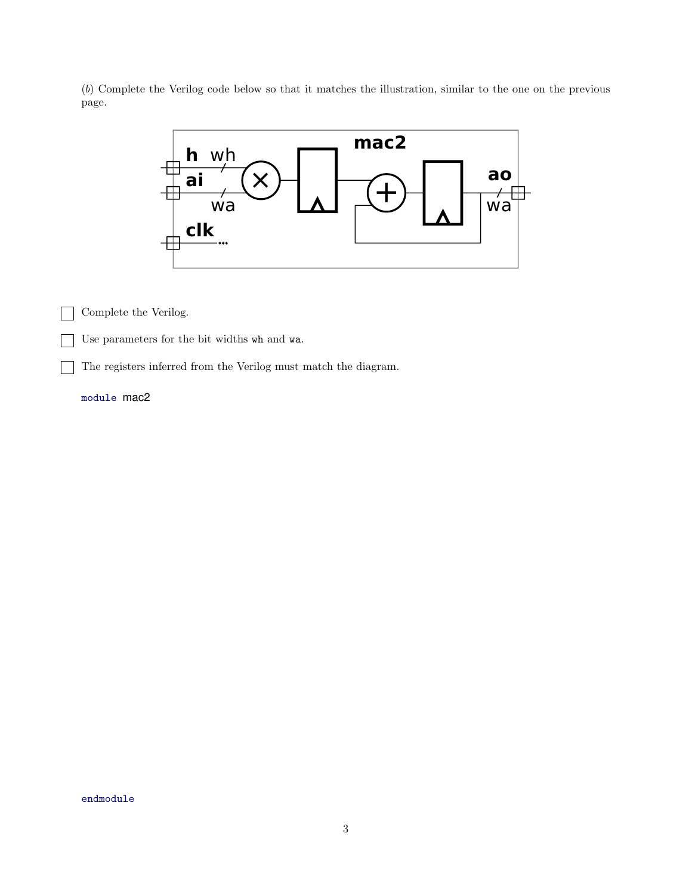(*b*) Complete the Verilog code below so that it matches the illustration, similar to the one on the previous page.

- [ ] Complete the Verilog.
- [ ] Use parameters for the bit widths wh and wa.
- [ ] The registers inferred from the Verilog must match the diagram.

```
module mac2





endmodule
```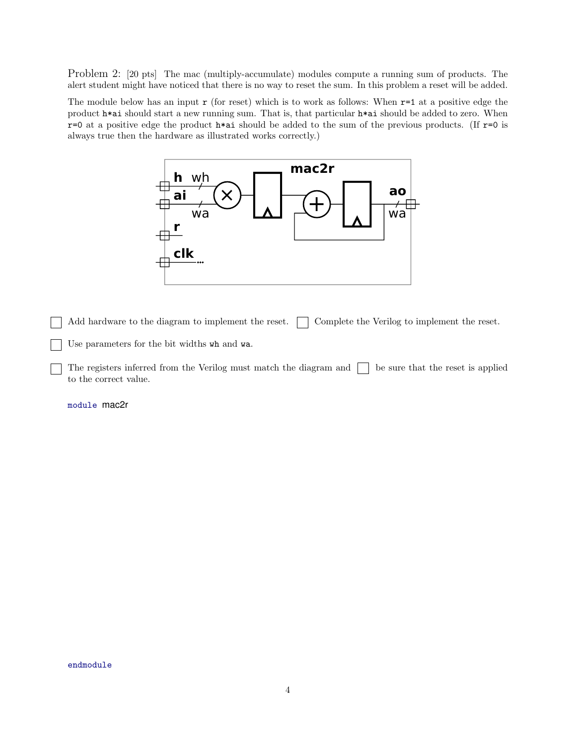Problem 2: [20 pts] The mac (multiply-accumulate) modules compute a running sum of products. The alert student might have noticed that there is no way to reset the sum. In this problem a reset will be added.

The module below has an input `r` (for reset) which is to work as follows: When `r=1` at a positive edge the product `h*ai` should start a new running sum. That is, that particular `h*ai` should be added to zero. When `r=0` at a positive edge the product `h*ai` should be added to the sum of the previous products. (If `r=0` is always true then the hardware as illustrated works correctly.)

- ☐ Add hardware to the diagram to implement the reset. ☐ Complete the Verilog to implement the reset.
- ☐ Use parameters for the bit widths `wh` and `wa`.
- ☐ The registers inferred from the Verilog must match the diagram and ☐ be sure that the reset is applied to the correct value.

```
module mac2r



endmodule
```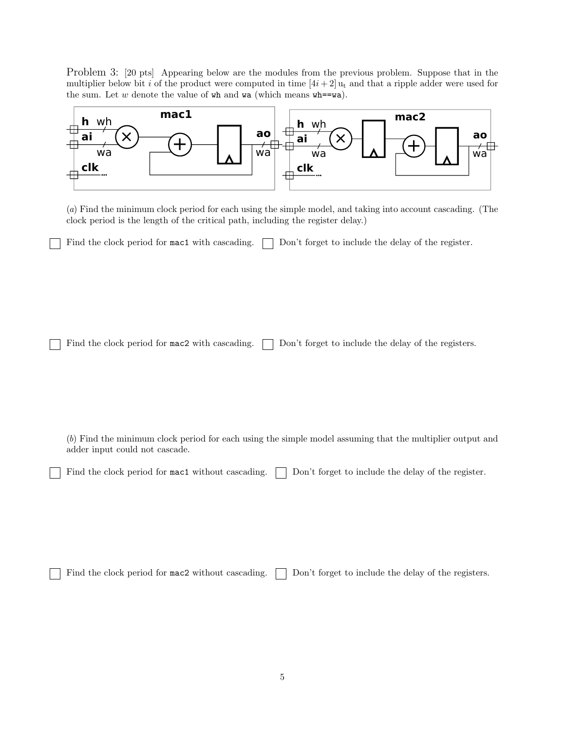Problem 3: [20 pts] Appearing below are the modules from the previous problem. Suppose that in the multiplier below bit $i$ of the product were computed in time $[4i+2]\,\mathrm{u_t}$ and that a ripple adder were used for the sum. Let $w$ denote the value of `wh` and `wa` (which means `wh==wa`).

(*a*) Find the minimum clock period for each using the simple model, and taking into account cascading. (The clock period is the length of the critical path, including the register delay.)

☐ Find the clock period for `mac1` with cascading. ☐ Don't forget to include the delay of the register.

☐ Find the clock period for `mac2` with cascading. ☐ Don't forget to include the delay of the registers.

(*b*) Find the minimum clock period for each using the simple model assuming that the multiplier output and adder input could not cascade.

☐ Find the clock period for `mac1` without cascading. ☐ Don't forget to include the delay of the register.

☐ Find the clock period for `mac2` without cascading. ☐ Don't forget to include the delay of the registers.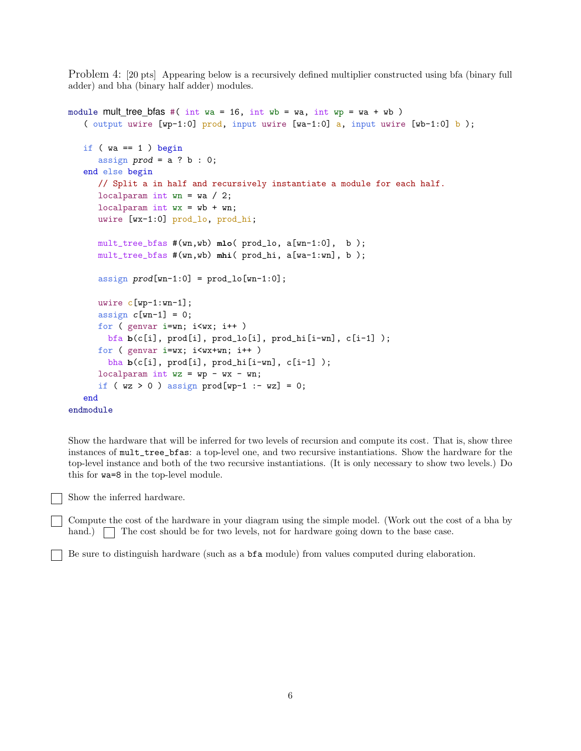Problem 4: [20 pts] Appearing below is a recursively defined multiplier constructed using bfa (binary full adder) and bha (binary half adder) modules.

```
module mult_tree_bfas #( int wa = 16, int wb = wa, int wp = wa + wb )
   ( output uwire [wp-1:0] prod, input uwire [wa-1:0] a, input uwire [wb-1:0] b );

   if ( wa == 1 ) begin
      assign prod = a ? b : 0;
   end else begin
      // Split a in half and recursively instantiate a module for each half.
      localparam int wn = wa / 2;
      localparam int wx = wb + wn;
      uwire [wx-1:0] prod_lo, prod_hi;

      mult_tree_bfas #(wn,wb) mlo( prod_lo, a[wn-1:0],  b );
      mult_tree_bfas #(wn,wb) mhi( prod_hi, a[wa-1:wn], b );

      assign prod[wn-1:0] = prod_lo[wn-1:0];

      uwire c[wp-1:wn-1];
      assign c[wn-1] = 0;
      for ( genvar i=wn; i<wx; i++ )
        bfa b(c[i], prod[i], prod_lo[i], prod_hi[i-wn], c[i-1] );
      for ( genvar i=wx; i<wx+wn; i++ )
        bha b(c[i], prod[i], prod_hi[i-wn], c[i-1] );
      localparam int wz = wp - wx - wn;
      if ( wz > 0 ) assign prod[wp-1 :- wz] = 0;
   end
endmodule
```

Show the hardware that will be inferred for two levels of recursion and compute its cost. That is, show three instances of `mult_tree_bfas`: a top-level one, and two recursive instantiations. Show the hardware for the top-level instance and both of the two recursive instantiations. (It is only necessary to show two levels.) Do this for `wa=8` in the top-level module.

☐ Show the inferred hardware.

☐ Compute the cost of the hardware in your diagram using the simple model. (Work out the cost of a bha by hand.) ☐ The cost should be for two levels, not for hardware going down to the base case.

☐ Be sure to distinguish hardware (such as a `bfa` module) from values computed during elaboration.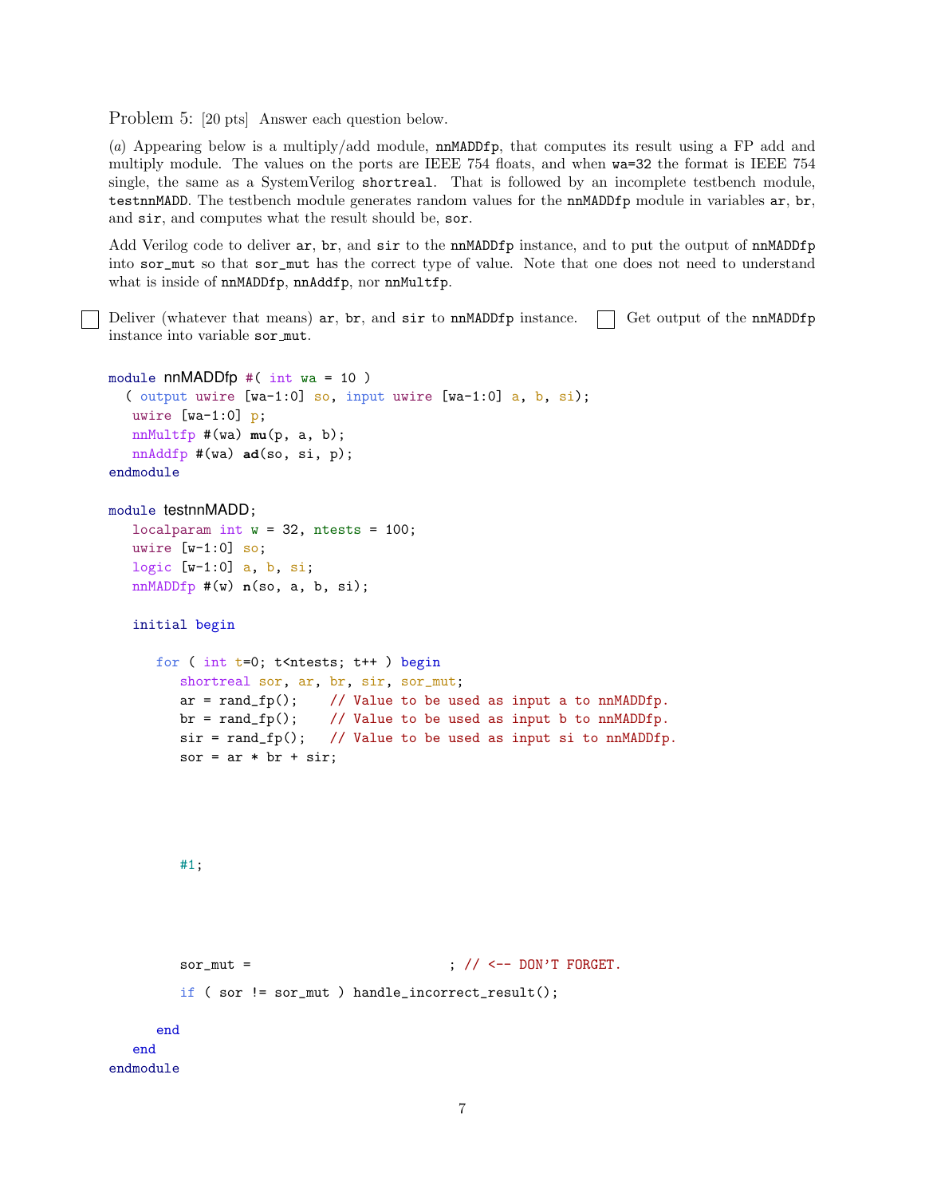Problem 5: [20 pts] Answer each question below.

(*a*) Appearing below is a multiply/add module, `nnMADDfp`, that computes its result using a FP add and multiply module. The values on the ports are IEEE 754 floats, and when `wa=32` the format is IEEE 754 single, the same as a SystemVerilog `shortreal`. That is followed by an incomplete testbench module, `testnnMADD`. The testbench module generates random values for the `nnMADDfp` module in variables `ar`, `br`, and `sir`, and computes what the result should be, `sor`.

Add Verilog code to deliver `ar`, `br`, and `sir` to the `nnMADDfp` instance, and to put the output of `nnMADDfp` into `sor_mut` so that `sor_mut` has the correct type of value. Note that one does not need to understand what is inside of `nnMADDfp`, `nnAddfp`, nor `nnMultfp`.

☐ Deliver (whatever that means) `ar`, `br`, and `sir` to `nnMADDfp` instance. ☐ Get output of the `nnMADDfp` instance into variable `sor_mut`.

```
module nnMADDfp #( int wa = 10 )
  ( output uwire [wa-1:0] so, input uwire [wa-1:0] a, b, si);
   uwire [wa-1:0] p;
   nnMultfp #(wa) mu(p, a, b);
   nnAddfp #(wa) ad(so, si, p);
endmodule

module testnnMADD;
   localparam int w = 32, ntests = 100;
   uwire [w-1:0] so;
   logic [w-1:0] a, b, si;
   nnMADDfp #(w) n(so, a, b, si);

   initial begin

      for ( int t=0; t<ntests; t++ ) begin
         shortreal sor, ar, br, sir, sor_mut;
         ar = rand_fp();    // Value to be used as input a to nnMADDfp.
         br = rand_fp();    // Value to be used as input b to nnMADDfp.
         sir = rand_fp();   // Value to be used as input si to nnMADDfp.
         sor = ar * br + sir;




         #1;




         sor_mut =                          ; // <-- DON'T FORGET.

         if ( sor != sor_mut ) handle_incorrect_result();

      end
   end
endmodule
```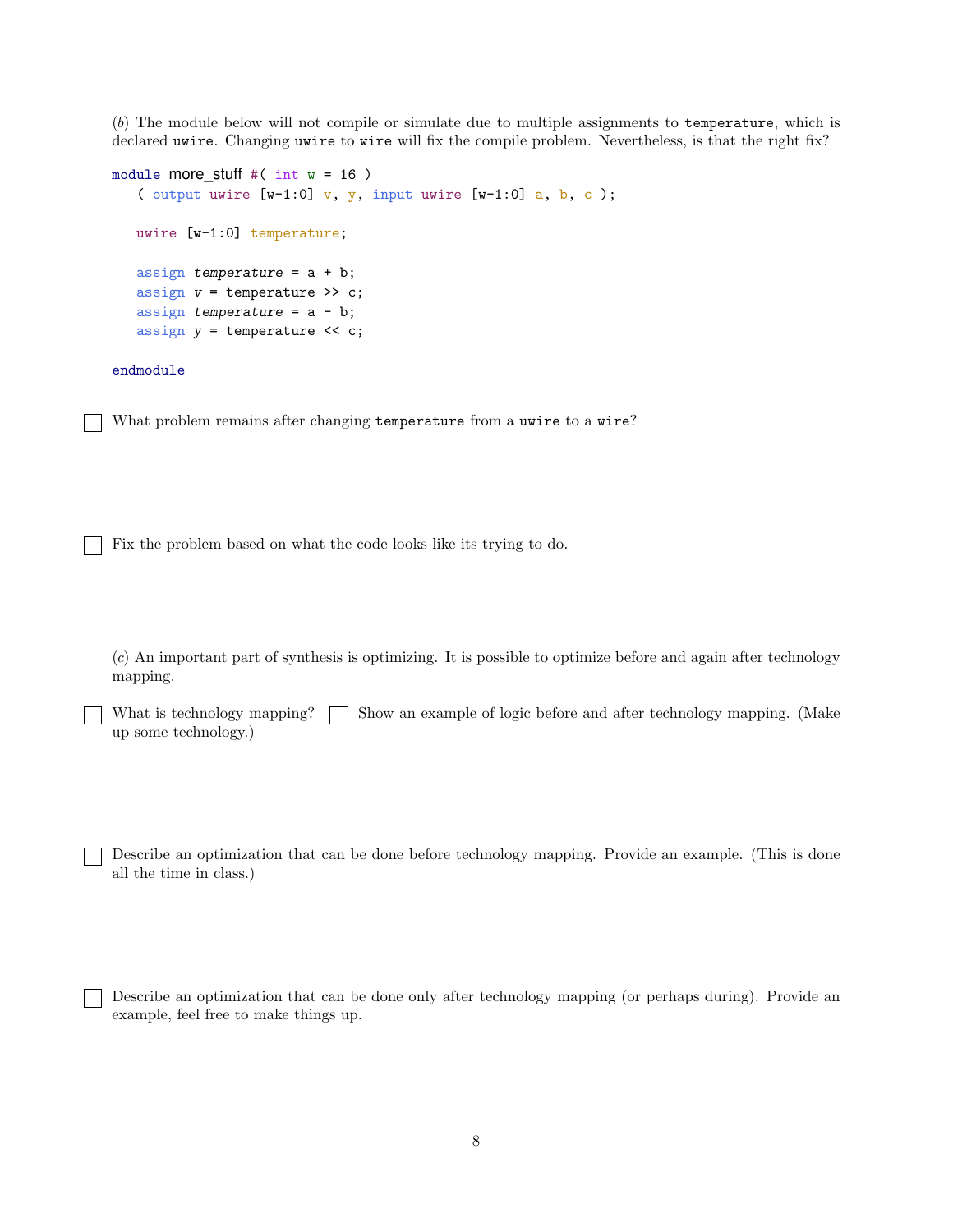(*b*) The module below will not compile or simulate due to multiple assignments to `temperature`, which is declared `uwire`. Changing `uwire` to `wire` will fix the compile problem. Nevertheless, is that the right fix?

```
module more_stuff #( int w = 16 )
   ( output uwire [w-1:0] v, y, input uwire [w-1:0] a, b, c );

   uwire [w-1:0] temperature;

   assign temperature = a + b;
   assign v = temperature >> c;
   assign temperature = a - b;
   assign y = temperature << c;

endmodule
```

☐ What problem remains after changing `temperature` from a `uwire` to a `wire`?

☐ Fix the problem based on what the code looks like its trying to do.

(*c*) An important part of synthesis is optimizing. It is possible to optimize before and again after technology mapping.

☐ What is technology mapping? ☐ Show an example of logic before and after technology mapping. (Make up some technology.)

☐ Describe an optimization that can be done before technology mapping. Provide an example. (This is done all the time in class.)

☐ Describe an optimization that can be done only after technology mapping (or perhaps during). Provide an example, feel free to make things up.